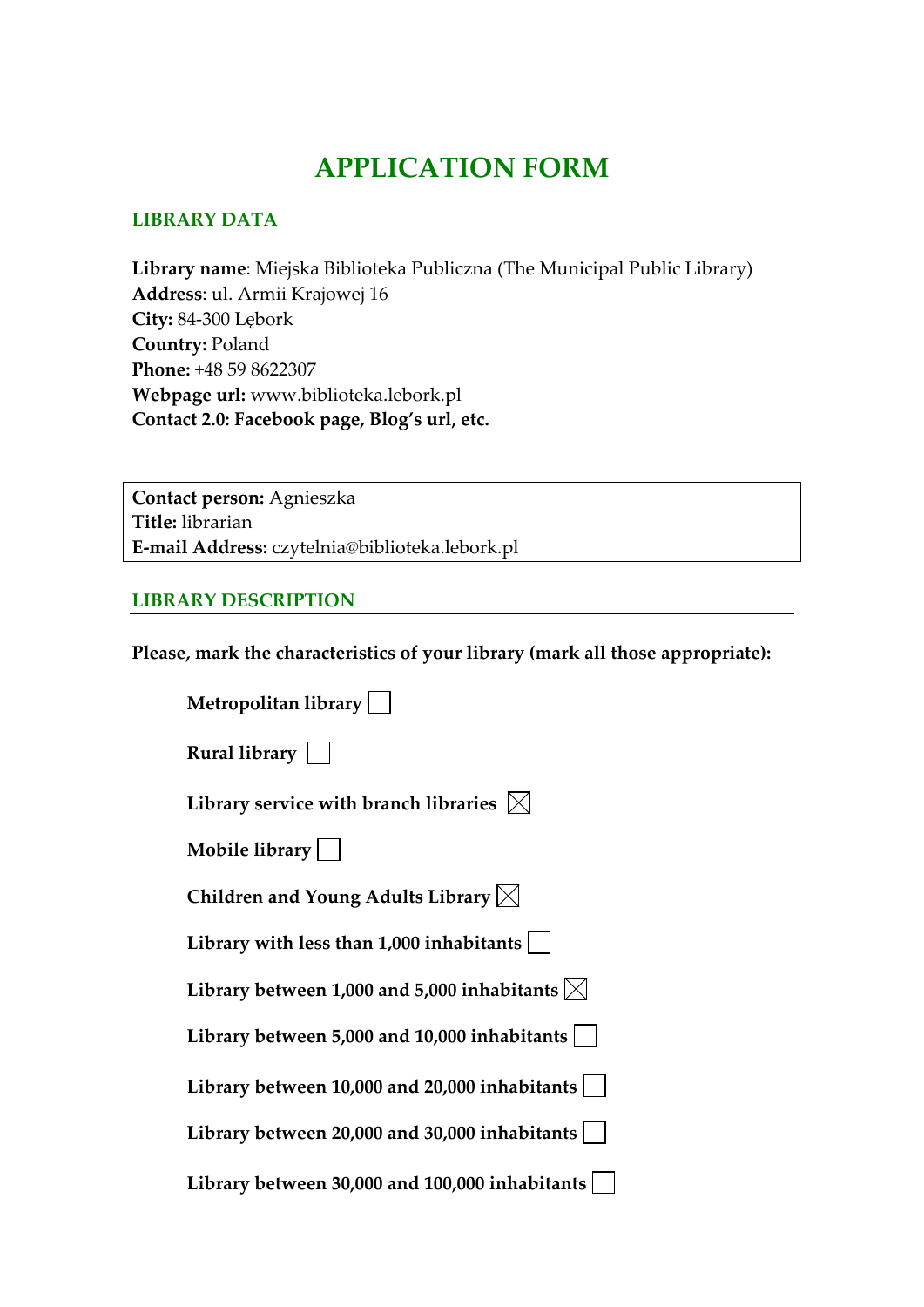# APPLICATION FORM

## LIBRARY DATA

**Library name**: Miejska Biblioteka Publiczna (The Municipal Public Library)
**Address**: ul. Armii Krajowej 16
**City:** 84-300 Lębork
**Country:** Poland
**Phone:** +48 59 8622307
**Webpage url:** www.biblioteka.lebork.pl
**Contact 2.0: Facebook page, Blog's url, etc.**

| **Contact person:** Agnieszka<br>**Title:** librarian<br>**E-mail Address:** czytelnia@biblioteka.lebork.pl |
|---|

## LIBRARY DESCRIPTION

**Please, mark the characteristics of your library (mark all those appropriate):**

- **Metropolitan library** ☐
- **Rural library** ☐
- **Library service with branch libraries** ☒
- **Mobile library** ☐
- **Children and Young Adults Library** ☒
- **Library with less than 1,000 inhabitants** ☐
- **Library between 1,000 and 5,000 inhabitants** ☒
- **Library between 5,000 and 10,000 inhabitants** ☐
- **Library between 10,000 and 20,000 inhabitants** ☐
- **Library between 20,000 and 30,000 inhabitants** ☐
- **Library between 30,000 and 100,000 inhabitants** ☐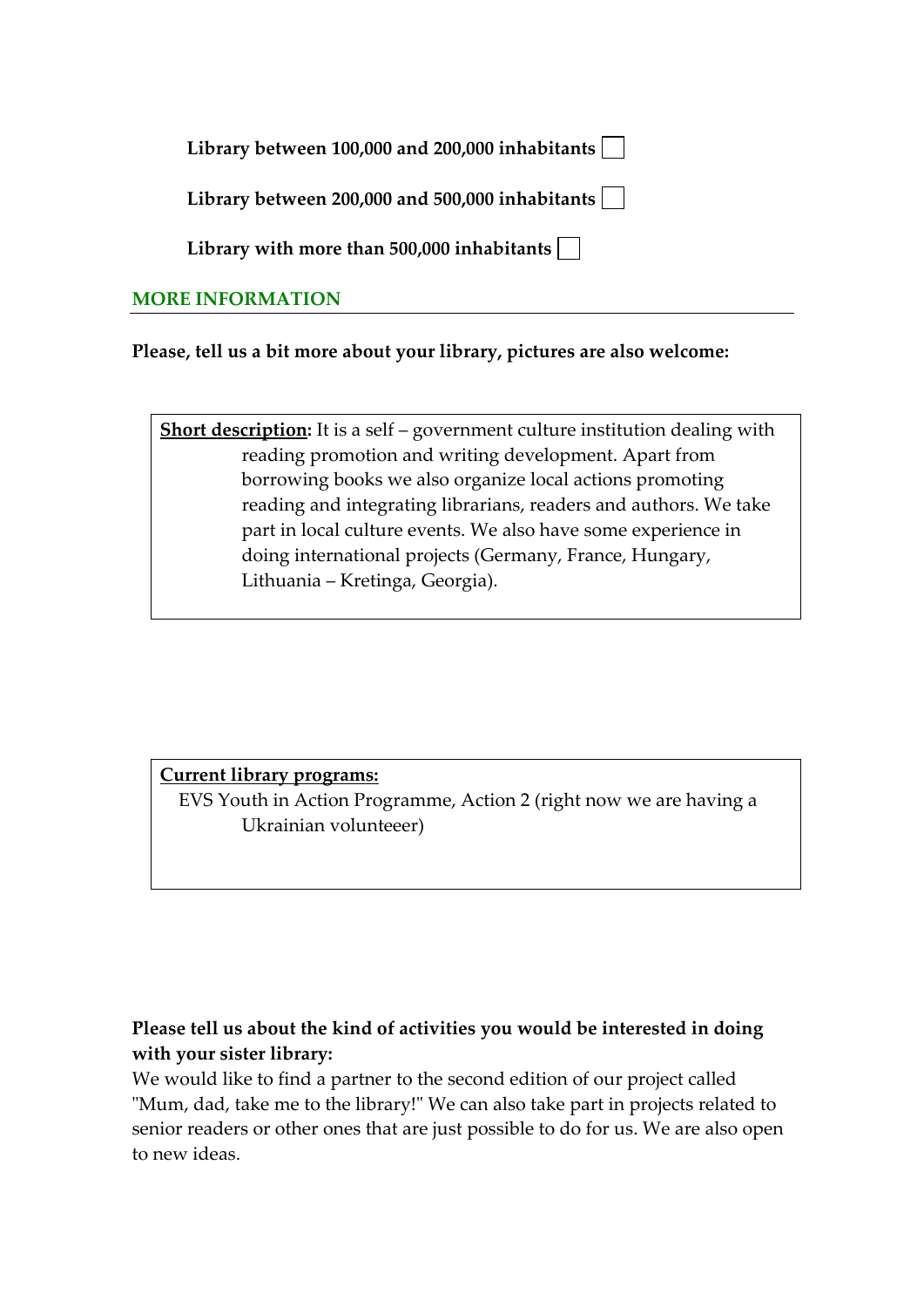**Library between 100,000 and 200,000 inhabitants** ☐

**Library between 200,000 and 500,000 inhabitants** ☐

**Library with more than 500,000 inhabitants** ☐

## MORE INFORMATION

**Please, tell us a bit more about your library, pictures are also welcome:**

**Short description:** It is a self – government culture institution dealing with reading promotion and writing development. Apart from borrowing books we also organize local actions promoting reading and integrating librarians, readers and authors. We take part in local culture events. We also have some experience in doing international projects (Germany, France, Hungary, Lithuania – Kretinga, Georgia).

**Current library programs:**

EVS Youth in Action Programme, Action 2 (right now we are having a Ukrainian volunteeer)

**Please tell us about the kind of activities you would be interested in doing with your sister library:**

We would like to find a partner to the second edition of our project called "Mum, dad, take me to the library!" We can also take part in projects related to senior readers or other ones that are just possible to do for us. We are also open to new ideas.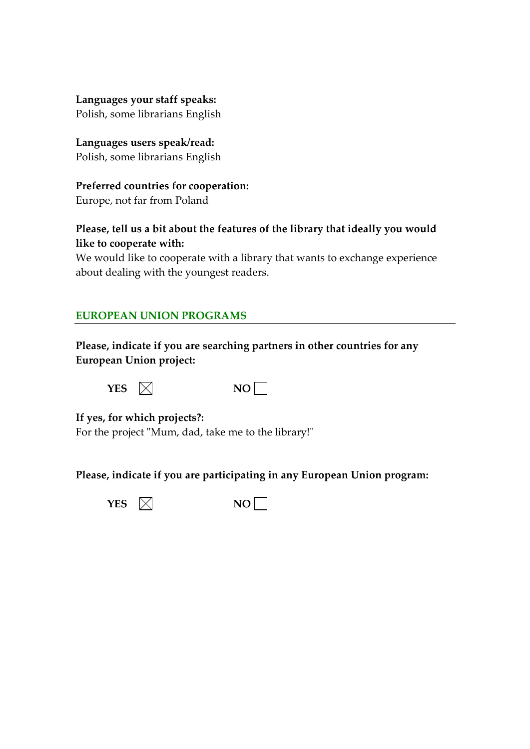**Languages your staff speaks:**
Polish, some librarians English

**Languages users speak/read:**
Polish, some librarians English

**Preferred countries for cooperation:**
Europe, not far from Poland

**Please, tell us a bit about the features of the library that ideally you would like to cooperate with:**
We would like to cooperate with a library that wants to exchange experience about dealing with the youngest readers.

## EUROPEAN UNION PROGRAMS

**Please, indicate if you are searching partners in other countries for any European Union project:**

**YES** ☒ **NO** ☐

**If yes, for which projects?:**
For the project "Mum, dad, take me to the library!"

**Please, indicate if you are participating in any European Union program:**

**YES** ☒ **NO** ☐